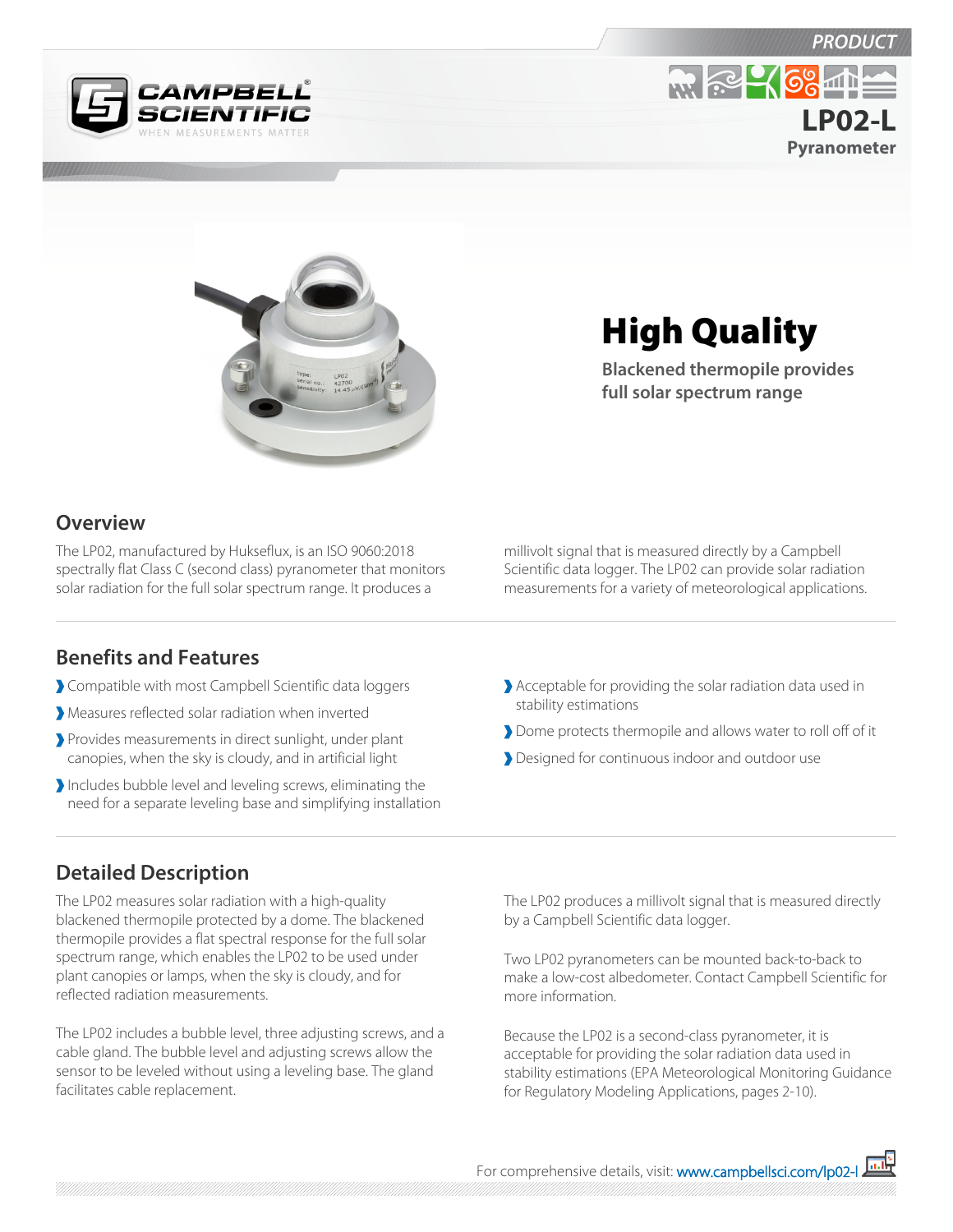PRODUCT

# LP02-L

Pyranometer

## High Quality

**Blackened thermopile provides full solar spectrum range**

## Overview

The LP02, manufactured by Hukseflux, is an ISO 9060:2018 spectrally flat Class C (second class) pyranometer that monitors solar radiation for the full solar spectrum range. It produces a millivolt signal that is measured directly by a Campbell Scientific data logger. The LP02 can provide solar radiation measurements for a variety of meteorological applications.

## Benefits and Features

- Compatible with most Campbell Scientific data loggers
- Measures reflected solar radiation when inverted
- Provides measurements in direct sunlight, under plant canopies, when the sky is cloudy, and in artificial light
- Includes bubble level and leveling screws, eliminating the need for a separate leveling base and simplifying installation
- Acceptable for providing the solar radiation data used in stability estimations
- Dome protects thermopile and allows water to roll off of it
- Designed for continuous indoor and outdoor use

## Detailed Description

The LP02 measures solar radiation with a high-quality blackened thermopile protected by a dome. The blackened thermopile provides a flat spectral response for the full solar spectrum range, which enables the LP02 to be used under plant canopies or lamps, when the sky is cloudy, and for reflected radiation measurements.

The LP02 includes a bubble level, three adjusting screws, and a cable gland. The bubble level and adjusting screws allow the sensor to be leveled without using a leveling base. The gland facilitates cable replacement.

The LP02 produces a millivolt signal that is measured directly by a Campbell Scientific data logger.

Two LP02 pyranometers can be mounted back-to-back to make a low-cost albedometer. Contact Campbell Scientific for more information.

Because the LP02 is a second-class pyranometer, it is acceptable for providing the solar radiation data used in stability estimations (EPA Meteorological Monitoring Guidance for Regulatory Modeling Applications, pages 2-10).

For comprehensive details, visit: www.campbellsci.com/lp02-l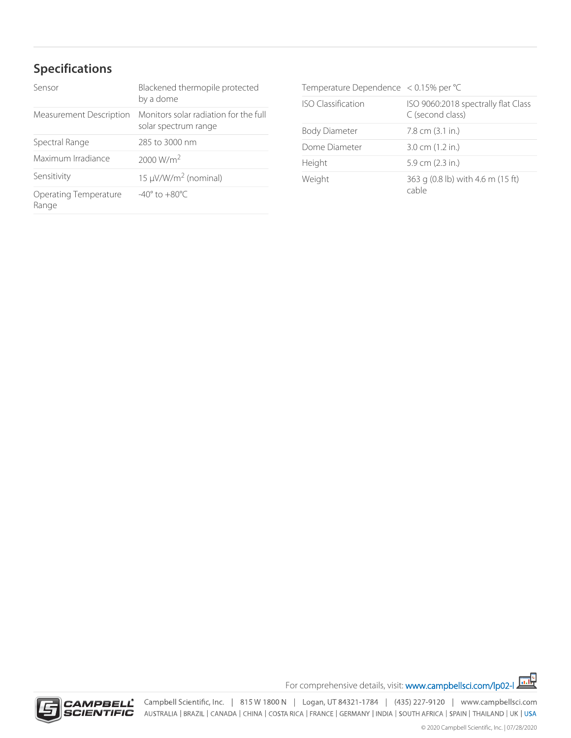## Specifications

| | |
|---|---|
| Sensor | Blackened thermopile protected by a dome |
| Measurement Description | Monitors solar radiation for the full solar spectrum range |
| Spectral Range | 285 to 3000 nm |
| Maximum Irradiance | 2000 W/m$^2$ |
| Sensitivity | 15 µV/W/m$^2$ (nominal) |
| Operating Temperature Range | -40° to +80°C |
| Temperature Dependence | < 0.15% per °C |
| ISO Classification | ISO 9060:2018 spectrally flat Class C (second class) |
| Body Diameter | 7.8 cm (3.1 in.) |
| Dome Diameter | 3.0 cm (1.2 in.) |
| Height | 5.9 cm (2.3 in.) |
| Weight | 363 g (0.8 lb) with 4.6 m (15 ft) cable |

For comprehensive details, visit: www.campbellsci.com/lp02-l

Campbell Scientific, Inc. | 815 W 1800 N | Logan, UT 84321-1784 | (435) 227-9120 | www.campbellsci.com

AUSTRALIA | BRAZIL | CANADA | CHINA | COSTA RICA | FRANCE | GERMANY | INDIA | SOUTH AFRICA | SPAIN | THAILAND | UK | USA

© 2020 Campbell Scientific, Inc. | 07/28/2020